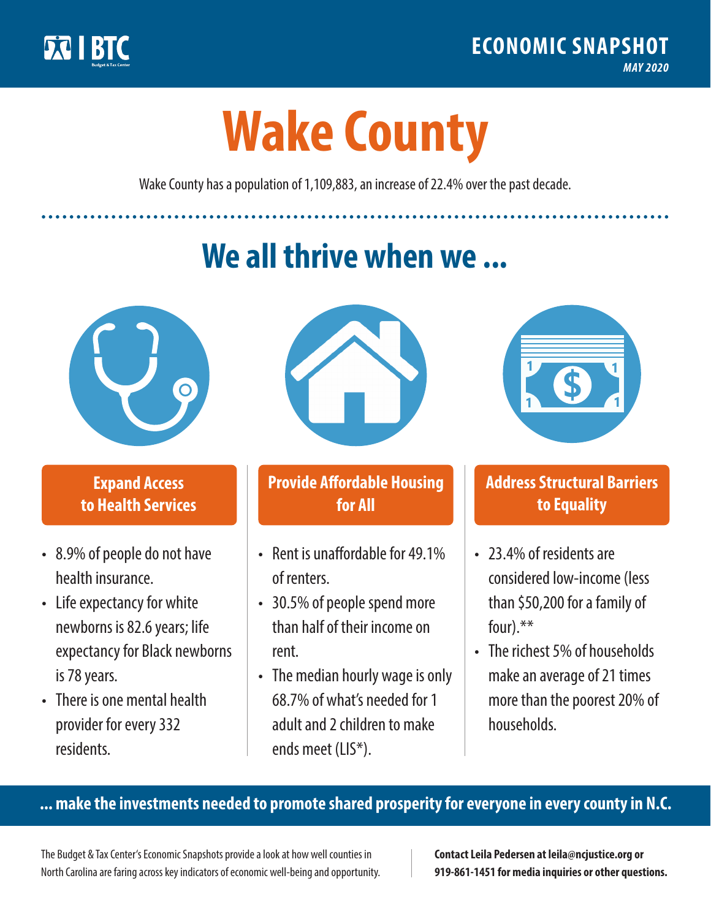BTC

Budget & Tax Center

**ECONOMIC SNAPSHOT**

*MAY 2020*

# Wake County

Wake County has a population of 1,109,883, an increase of 22.4% over the past decade.

## We all thrive when we ...

### Expand Access to Health Services

- 8.9% of people do not have health insurance.
- Life expectancy for white newborns is 82.6 years; life expectancy for Black newborns is 78 years.
- There is one mental health provider for every 332 residents.

### Provide Affordable Housing for All

- Rent is unaffordable for 49.1% of renters.
- 30.5% of people spend more than half of their income on rent.
- The median hourly wage is only 68.7% of what's needed for 1 adult and 2 children to make ends meet (LIS*).

### Address Structural Barriers to Equality

- 23.4% of residents are considered low-income (less than $50,200 for a family of four).**
- The richest 5% of households make an average of 21 times more than the poorest 20% of households.

**... make the investments needed to promote shared prosperity for everyone in every county in N.C.**

The Budget & Tax Center's Economic Snapshots provide a look at how well counties in North Carolina are faring across key indicators of economic well-being and opportunity.

**Contact Leila Pedersen at leila@ncjustice.org or 919-861-1451 for media inquiries or other questions.**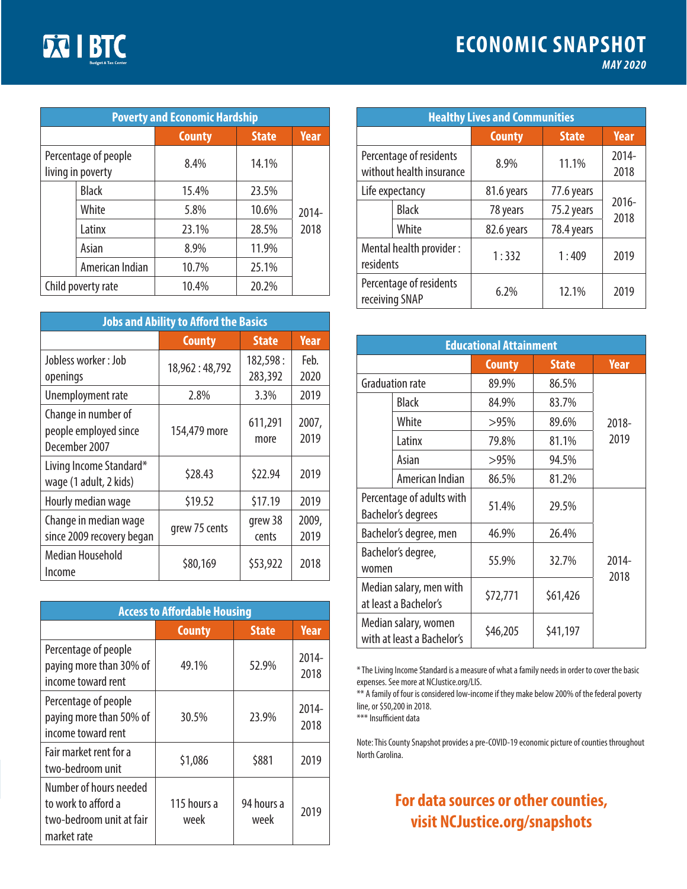# ECONOMIC SNAPSHOT

*MAY 2020*

## Poverty and Economic Hardship

| | | County | State | Year |
|---|---|---|---|---|
| Percentage of people living in poverty | | 8.4% | 14.1% | 2014-2018 |
| | Black | 15.4% | 23.5% | |
| | White | 5.8% | 10.6% | |
| | Latinx | 23.1% | 28.5% | |
| | Asian | 8.9% | 11.9% | |
| | American Indian | 10.7% | 25.1% | |
| Child poverty rate | | 10.4% | 20.2% | |

## Jobs and Ability to Afford the Basics

| | County | State | Year |
|---|---|---|---|
| Jobless worker : Job openings | 18,962 : 48,792 | 182,598 : 283,392 | Feb. 2020 |
| Unemployment rate | 2.8% | 3.3% | 2019 |
| Change in number of people employed since December 2007 | 154,479 more | 611,291 more | 2007, 2019 |
| Living Income Standard* wage (1 adult, 2 kids) | $28.43 | $22.94 | 2019 |
| Hourly median wage | $19.52 | $17.19 | 2019 |
| Change in median wage since 2009 recovery began | grew 75 cents | grew 38 cents | 2009, 2019 |
| Median Household Income | $80,169 | $53,922 | 2018 |

## Access to Affordable Housing

| | County | State | Year |
|---|---|---|---|
| Percentage of people paying more than 30% of income toward rent | 49.1% | 52.9% | 2014-2018 |
| Percentage of people paying more than 50% of income toward rent | 30.5% | 23.9% | 2014-2018 |
| Fair market rent for a two-bedroom unit | $1,086 | $881 | 2019 |
| Number of hours needed to work to afford a two-bedroom unit at fair market rate | 115 hours a week | 94 hours a week | 2019 |

## Healthy Lives and Communities

| | | County | State | Year |
|---|---|---|---|---|
| Percentage of residents without health insurance | | 8.9% | 11.1% | 2014-2018 |
| Life expectancy | | 81.6 years | 77.6 years | 2016-2018 |
| | Black | 78 years | 75.2 years | |
| | White | 82.6 years | 78.4 years | |
| Mental health provider : residents | | 1 : 332 | 1 : 409 | 2019 |
| Percentage of residents receiving SNAP | | 6.2% | 12.1% | 2019 |

## Educational Attainment

| | | County | State | Year |
|---|---|---|---|---|
| Graduation rate | | 89.9% | 86.5% | 2018-2019 |
| | Black | 84.9% | 83.7% | |
| | White | >95% | 89.6% | |
| | Latinx | 79.8% | 81.1% | |
| | Asian | >95% | 94.5% | |
| | American Indian | 86.5% | 81.2% | |
| Percentage of adults with Bachelor's degrees | | 51.4% | 29.5% | 2014-2018 |
| Bachelor's degree, men | | 46.9% | 26.4% | |
| Bachelor's degree, women | | 55.9% | 32.7% | |
| Median salary, men with at least a Bachelor's | | $72,771 | $61,426 | |
| Median salary, women with at least a Bachelor's | | $46,205 | $41,197 | |

* The Living Income Standard is a measure of what a family needs in order to cover the basic expenses. See more at NCJustice.org/LIS.

** A family of four is considered low-income if they make below 200% of the federal poverty line, or $50,200 in 2018.

*** Insufficient data

Note: This County Snapshot provides a pre-COVID-19 economic picture of counties throughout North Carolina.

**For data sources or other counties, visit NCJustice.org/snapshots**